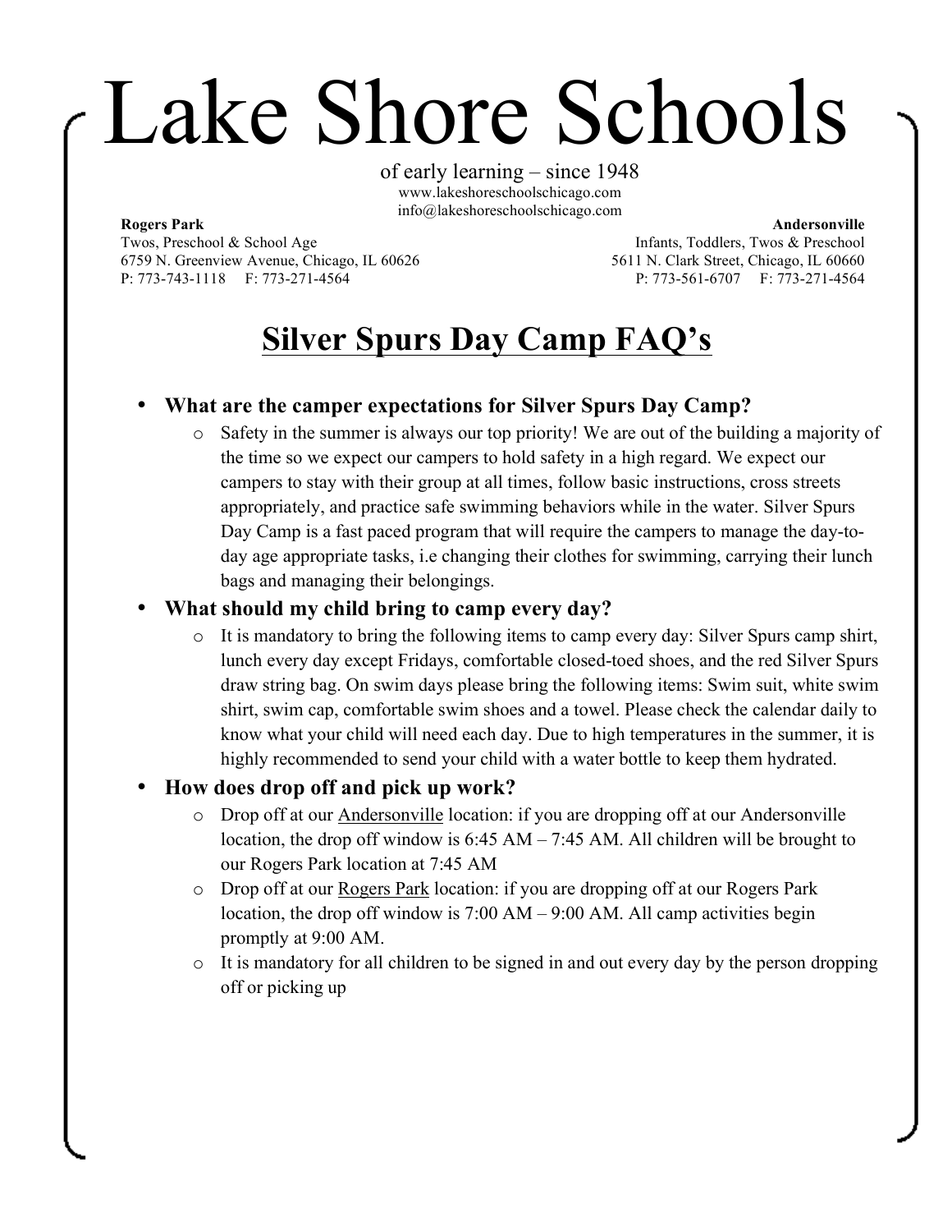# Lake Shore Schools

of early learning – since 1948
www.lakeshoreschoolschicago.com
info@lakeshoreschoolschicago.com

**Rogers Park**
Twos, Preschool & School Age
6759 N. Greenview Avenue, Chicago, IL 60626
P: 773-743-1118 F: 773-271-4564

**Andersonville**
Infants, Toddlers, Twos & Preschool
5611 N. Clark Street, Chicago, IL 60660
P: 773-561-6707 F: 773-271-4564

## Silver Spurs Day Camp FAQ's

- **What are the camper expectations for Silver Spurs Day Camp?**
  - Safety in the summer is always our top priority! We are out of the building a majority of the time so we expect our campers to hold safety in a high regard. We expect our campers to stay with their group at all times, follow basic instructions, cross streets appropriately, and practice safe swimming behaviors while in the water. Silver Spurs Day Camp is a fast paced program that will require the campers to manage the day-to-day age appropriate tasks, i.e changing their clothes for swimming, carrying their lunch bags and managing their belongings.
- **What should my child bring to camp every day?**
  - It is mandatory to bring the following items to camp every day: Silver Spurs camp shirt, lunch every day except Fridays, comfortable closed-toed shoes, and the red Silver Spurs draw string bag. On swim days please bring the following items: Swim suit, white swim shirt, swim cap, comfortable swim shoes and a towel. Please check the calendar daily to know what your child will need each day. Due to high temperatures in the summer, it is highly recommended to send your child with a water bottle to keep them hydrated.
- **How does drop off and pick up work?**
  - Drop off at our <u>Andersonville</u> location: if you are dropping off at our Andersonville location, the drop off window is 6:45 AM – 7:45 AM. All children will be brought to our Rogers Park location at 7:45 AM
  - Drop off at our <u>Rogers Park</u> location: if you are dropping off at our Rogers Park location, the drop off window is 7:00 AM – 9:00 AM. All camp activities begin promptly at 9:00 AM.
  - It is mandatory for all children to be signed in and out every day by the person dropping off or picking up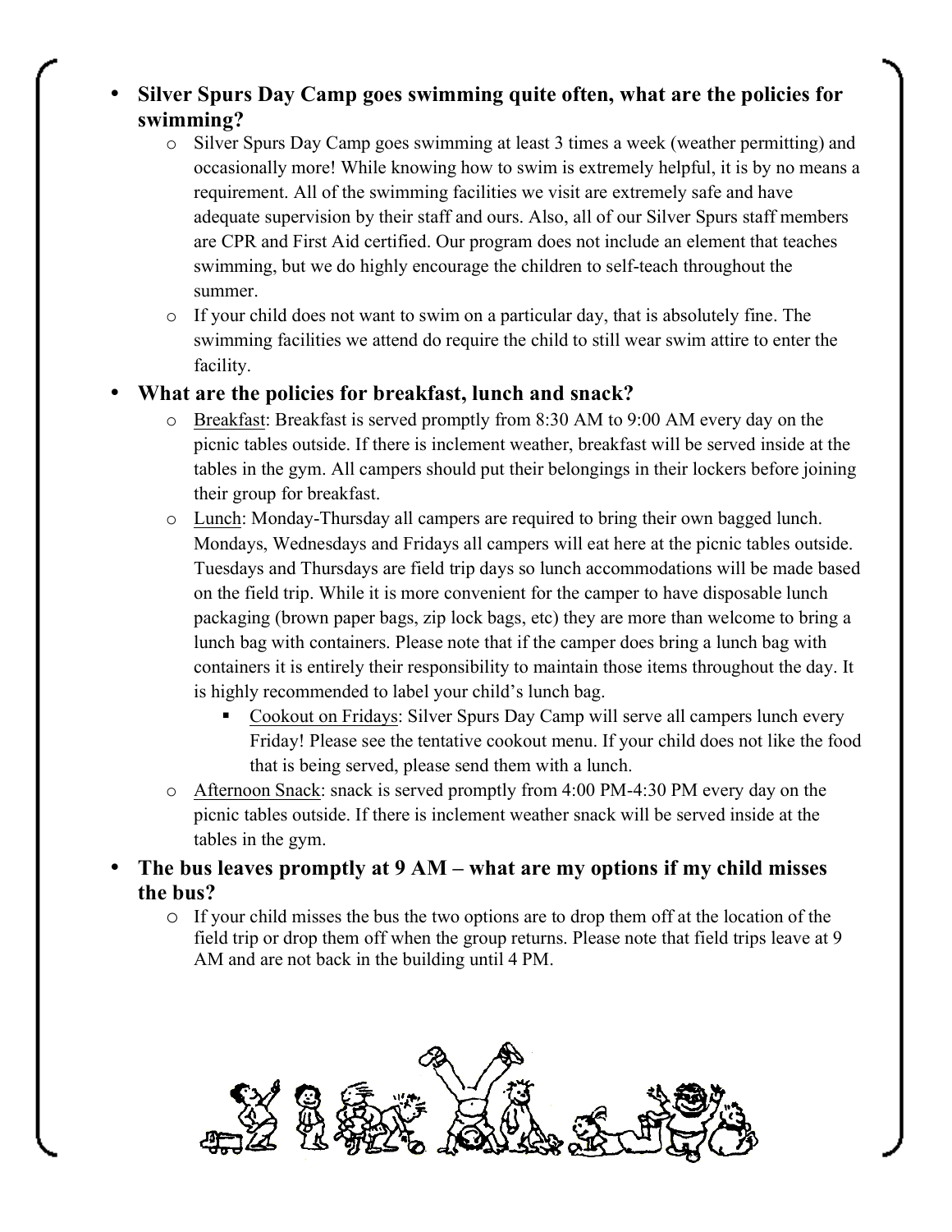- **Silver Spurs Day Camp goes swimming quite often, what are the policies for swimming?**
  - Silver Spurs Day Camp goes swimming at least 3 times a week (weather permitting) and occasionally more! While knowing how to swim is extremely helpful, it is by no means a requirement. All of the swimming facilities we visit are extremely safe and have adequate supervision by their staff and ours. Also, all of our Silver Spurs staff members are CPR and First Aid certified. Our program does not include an element that teaches swimming, but we do highly encourage the children to self-teach throughout the summer.
  - If your child does not want to swim on a particular day, that is absolutely fine. The swimming facilities we attend do require the child to still wear swim attire to enter the facility.
- **What are the policies for breakfast, lunch and snack?**
  - Breakfast: Breakfast is served promptly from 8:30 AM to 9:00 AM every day on the picnic tables outside. If there is inclement weather, breakfast will be served inside at the tables in the gym. All campers should put their belongings in their lockers before joining their group for breakfast.
  - Lunch: Monday-Thursday all campers are required to bring their own bagged lunch. Mondays, Wednesdays and Fridays all campers will eat here at the picnic tables outside. Tuesdays and Thursdays are field trip days so lunch accommodations will be made based on the field trip. While it is more convenient for the camper to have disposable lunch packaging (brown paper bags, zip lock bags, etc) they are more than welcome to bring a lunch bag with containers. Please note that if the camper does bring a lunch bag with containers it is entirely their responsibility to maintain those items throughout the day. It is highly recommended to label your child's lunch bag.
    - Cookout on Fridays: Silver Spurs Day Camp will serve all campers lunch every Friday! Please see the tentative cookout menu. If your child does not like the food that is being served, please send them with a lunch.
  - Afternoon Snack: snack is served promptly from 4:00 PM-4:30 PM every day on the picnic tables outside. If there is inclement weather snack will be served inside at the tables in the gym.
- **The bus leaves promptly at 9 AM – what are my options if my child misses the bus?**
  - If your child misses the bus the two options are to drop them off at the location of the field trip or drop them off when the group returns. Please note that field trips leave at 9 AM and are not back in the building until 4 PM.